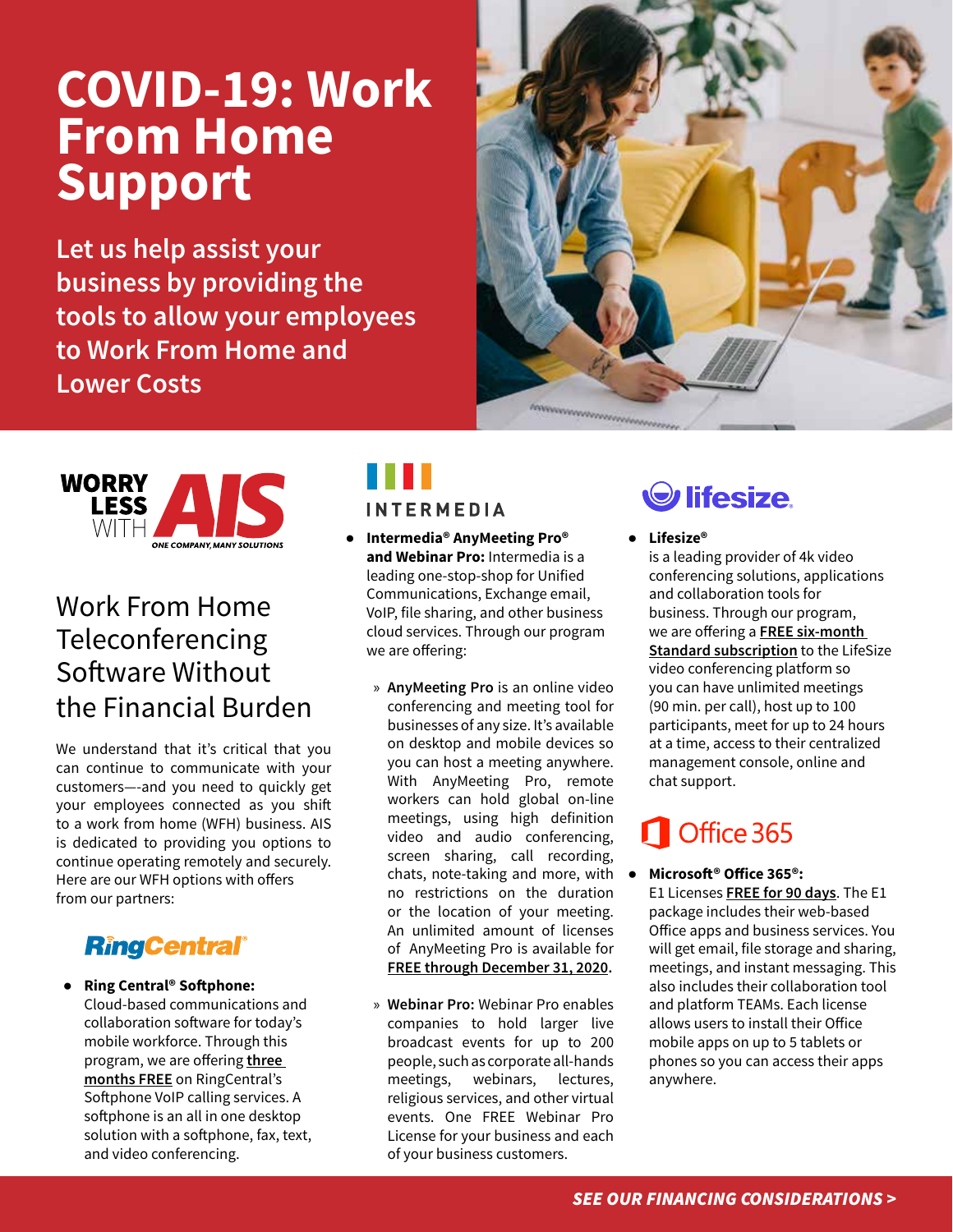# COVID-19: Work From Home Support

**Let us help assist your business by providing the tools to allow your employees to Work From Home and Lower Costs**

WORRY LESS WITH AIS
ONE COMPANY, MANY SOLUTIONS

## Work From Home Teleconferencing Software Without the Financial Burden

We understand that it's critical that you can continue to communicate with your customers—-and you need to quickly get your employees connected as you shift to a work from home (WFH) business. AIS is dedicated to providing you options to continue operating remotely and securely. Here are our WFH options with offers from our partners:

### RingCentral

- **Ring Central® Softphone:** Cloud-based communications and collaboration software for today's mobile workforce. Through this program, we are offering **three months FREE** on RingCentral's Softphone VoIP calling services. A softphone is an all in one desktop solution with a softphone, fax, text, and video conferencing.

### INTERMEDIA

- **Intermedia® AnyMeeting Pro® and Webinar Pro:** Intermedia is a leading one-stop-shop for Unified Communications, Exchange email, VoIP, file sharing, and other business cloud services. Through our program we are offering:
  - **AnyMeeting Pro** is an online video conferencing and meeting tool for businesses of any size. It's available on desktop and mobile devices so you can host a meeting anywhere. With AnyMeeting Pro, remote workers can hold global on-line meetings, using high definition video and audio conferencing, screen sharing, call recording, chats, note-taking and more, with no restrictions on the duration or the location of your meeting. An unlimited amount of licenses of AnyMeeting Pro is available for **FREE through December 31, 2020.**
  - **Webinar Pro:** Webinar Pro enables companies to hold larger live broadcast events for up to 200 people, such as corporate all-hands meetings, webinars, lectures, religious services, and other virtual events. One FREE Webinar Pro License for your business and each of your business customers.

### lifesize

- **Lifesize®** is a leading provider of 4k video conferencing solutions, applications and collaboration tools for business. Through our program, we are offering a **FREE six-month Standard subscription** to the LifeSize video conferencing platform so you can have unlimited meetings (90 min. per call), host up to 100 participants, meet for up to 24 hours at a time, access to their centralized management console, online and chat support.

### Office 365

- **Microsoft® Office 365®:** E1 Licenses **FREE for 90 days**. The E1 package includes their web-based Office apps and business services. You will get email, file storage and sharing, meetings, and instant messaging. This also includes their collaboration tool and platform TEAMs. Each license allows users to install their Office mobile apps on up to 5 tablets or phones so you can access their apps anywhere.

***SEE OUR FINANCING CONSIDERATIONS >***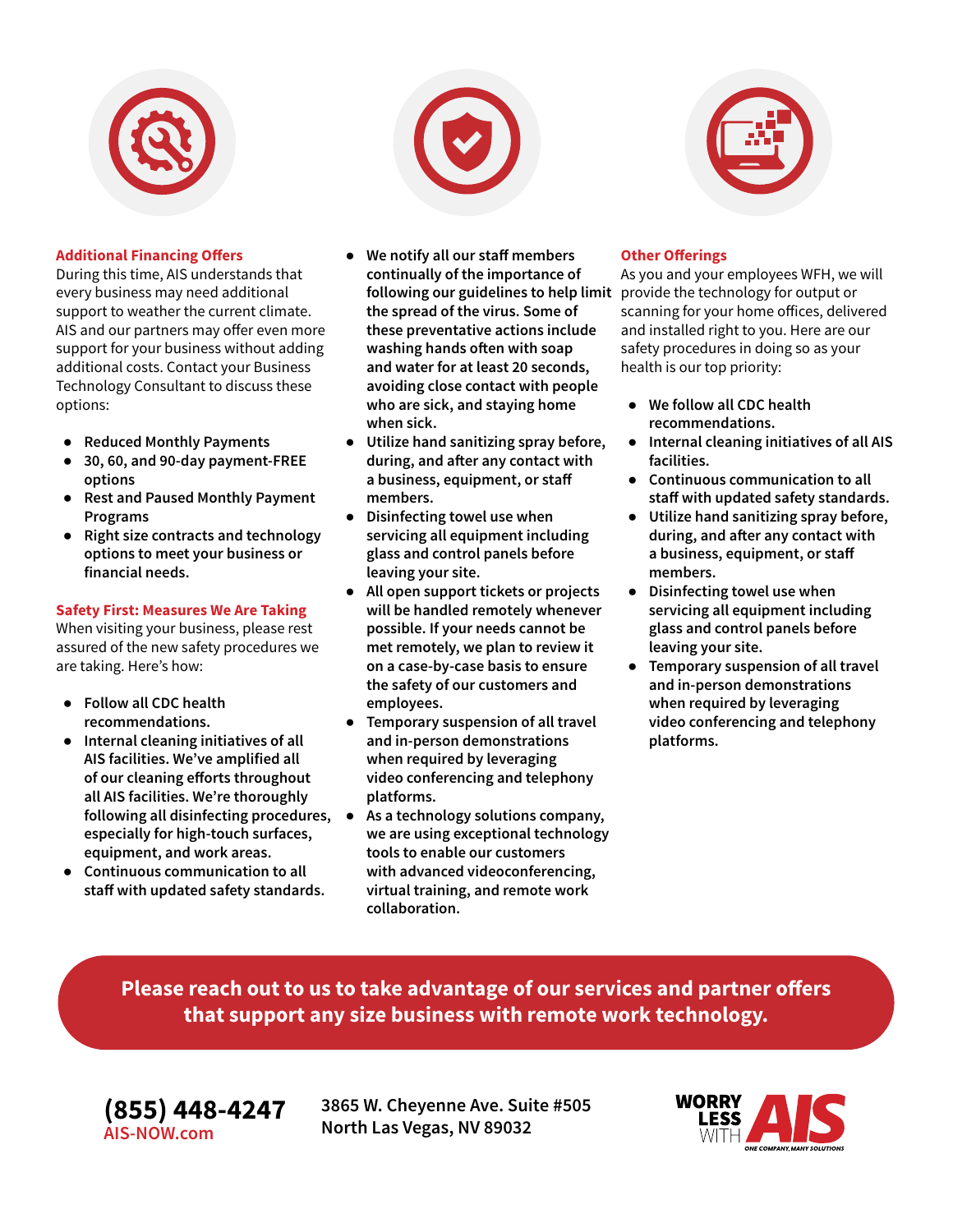### Additional Financing Offers

During this time, AIS understands that every business may need additional support to weather the current climate. AIS and our partners may offer even more support for your business without adding additional costs. Contact your Business Technology Consultant to discuss these options:

- **Reduced Monthly Payments**
- **30, 60, and 90-day payment-FREE options**
- **Rest and Paused Monthly Payment Programs**
- **Right size contracts and technology options to meet your business or financial needs.**

### Safety First: Measures We Are Taking

When visiting your business, please rest assured of the new safety procedures we are taking. Here's how:

- **Follow all CDC health recommendations.**
- **Internal cleaning initiatives of all AIS facilities. We've amplified all of our cleaning efforts throughout all AIS facilities. We're thoroughly following all disinfecting procedures, especially for high-touch surfaces, equipment, and work areas.**
- **Continuous communication to all staff with updated safety standards.**
- **We notify all our staff members continually of the importance of following our guidelines to help limit the spread of the virus. Some of these preventative actions include washing hands often with soap and water for at least 20 seconds, avoiding close contact with people who are sick, and staying home when sick.**
- **Utilize hand sanitizing spray before, during, and after any contact with a business, equipment, or staff members.**
- **Disinfecting towel use when servicing all equipment including glass and control panels before leaving your site.**
- **All open support tickets or projects will be handled remotely whenever possible. If your needs cannot be met remotely, we plan to review it on a case-by-case basis to ensure the safety of our customers and employees.**
- **Temporary suspension of all travel and in-person demonstrations when required by leveraging video conferencing and telephony platforms.**
- **As a technology solutions company, we are using exceptional technology tools to enable our customers with advanced videoconferencing, virtual training, and remote work collaboration.**

### Other Offerings

As you and your employees WFH, we will provide the technology for output or scanning for your home offices, delivered and installed right to you. Here are our safety procedures in doing so as your health is our top priority:

- **We follow all CDC health recommendations.**
- **Internal cleaning initiatives of all AIS facilities.**
- **Continuous communication to all staff with updated safety standards.**
- **Utilize hand sanitizing spray before, during, and after any contact with a business, equipment, or staff members.**
- **Disinfecting towel use when servicing all equipment including glass and control panels before leaving your site.**
- **Temporary suspension of all travel and in-person demonstrations when required by leveraging video conferencing and telephony platforms.**

**Please reach out to us to take advantage of our services and partner offers that support any size business with remote work technology.**

**(855) 448-4247**
AIS-NOW.com

**3865 W. Cheyenne Ave. Suite #505**
**North Las Vegas, NV 89032**

WORRY LESS WITH AIS
ONE COMPANY, MANY SOLUTIONS